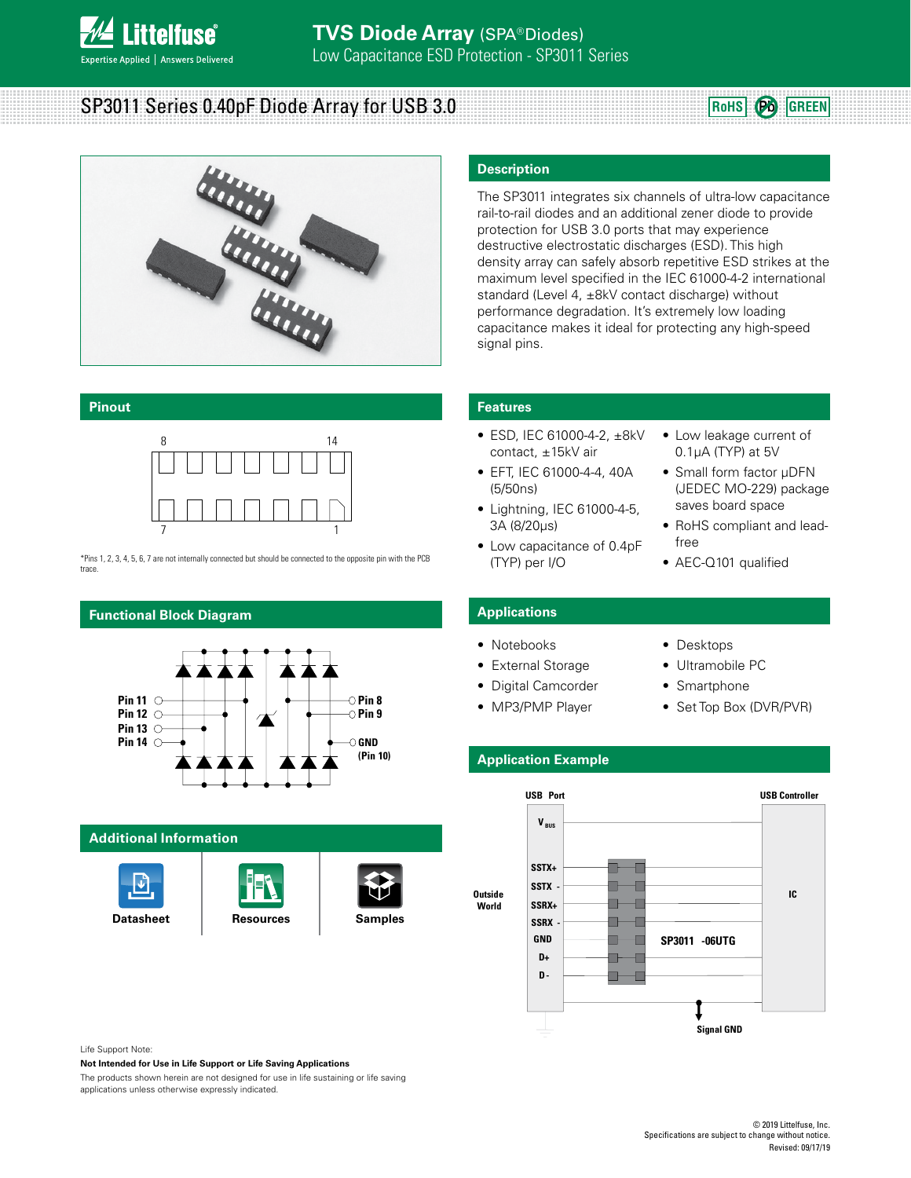# TVS Diode Array (SPA® Diodes)

Low Capacitance ESD Protection - SP3011 Series

## SP3011 Series 0.40pF Diode Array for USB 3.0

RoHS Pb GREEN

## Description

The SP3011 integrates six channels of ultra-low capacitance rail-to-rail diodes and an additional zener diode to provide protection for USB 3.0 ports that may experience destructive electrostatic discharges (ESD). This high density array can safely absorb repetitive ESD strikes at the maximum level specified in the IEC 61000-4-2 international standard (Level 4, ±8kV contact discharge) without performance degradation. It's extremely low loading capacitance makes it ideal for protecting any high-speed signal pins.

## Pinout

8 14

7 1

*Pins 1, 2, 3, 4, 5, 6, 7 are not internally connected but should be connected to the opposite pin with the PCB trace.

## Features

- ESD, IEC 61000-4-2, ±8kV contact, ±15kV air
- EFT, IEC 61000-4-4, 40A (5/50ns)
- Lightning, IEC 61000-4-5, 3A (8/20μs)
- Low capacitance of 0.4pF (TYP) per I/O
- Low leakage current of 0.1μA (TYP) at 5V
- Small form factor μDFN (JEDEC MO-229) package saves board space
- RoHS compliant and lead-free
- AEC-Q101 qualified

## Functional Block Diagram

Pin 11, Pin 12, Pin 13, Pin 14, Pin 8, Pin 9, GND (Pin 10)

## Applications

- Notebooks
- External Storage
- Digital Camcorder
- MP3/PMP Player
- Desktops
- Ultramobile PC
- Smartphone
- Set Top Box (DVR/PVR)

## Application Example

USB Port, USB Controller, $V_{BUS}$, SSTX+, SSTX -, SSRX+, SSRX -, GND, D+, D -, Outside World, IC, SP3011 -06UTG, Signal GND

## Additional Information

Datasheet | Resources | Samples

Life Support Note:

**Not Intended for Use in Life Support or Life Saving Applications**

The products shown herein are not designed for use in life sustaining or life saving applications unless otherwise expressly indicated.

© 2019 Littelfuse, Inc.
Specifications are subject to change without notice.
Revised: 09/17/19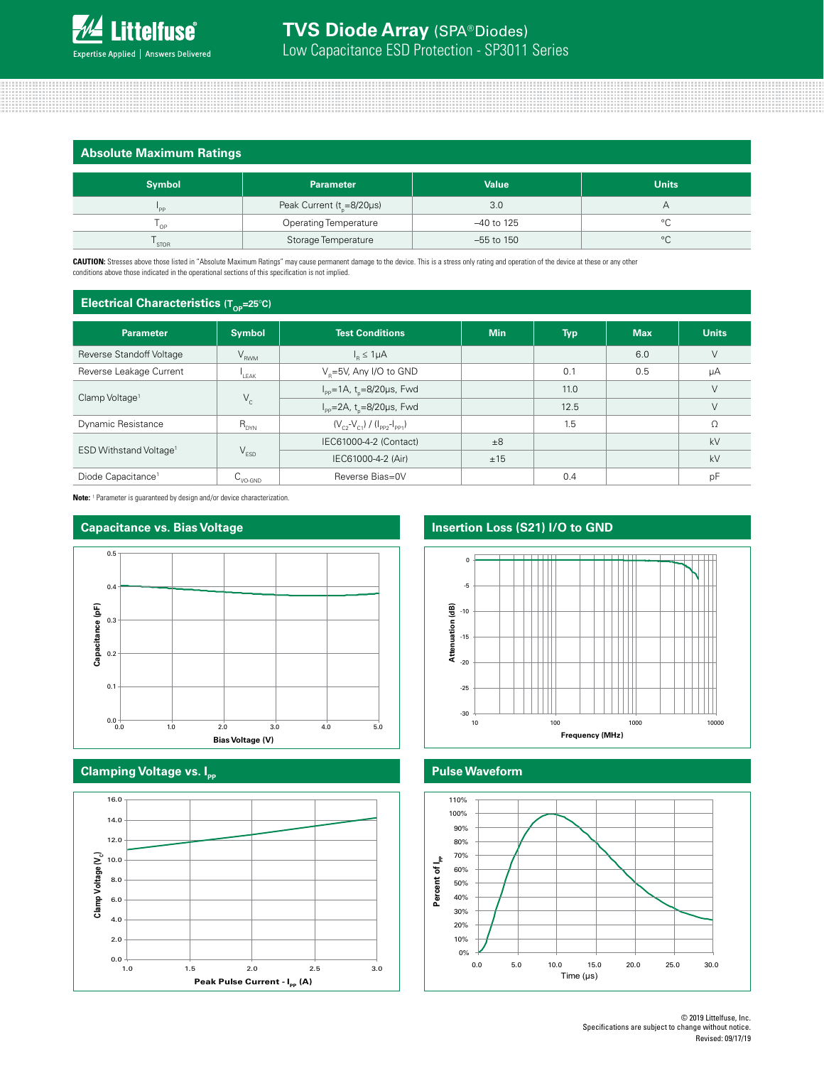## Absolute Maximum Ratings

| Symbol | Parameter | Value | Units |
|---|---|---|---|
| $I_{PP}$ | Peak Current ($t_p$=8/20μs) | 3.0 | A |
| $T_{OP}$ | Operating Temperature | –40 to 125 | °C |
| $T_{STOR}$ | Storage Temperature | –55 to 150 | °C |

**CAUTION:** Stresses above those listed in "Absolute Maximum Ratings" may cause permanent damage to the device. This is a stress only rating and operation of the device at these or any other conditions above those indicated in the operational sections of this specification is not implied.

## Electrical Characteristics ($T_{OP}$=25°C)

| Parameter | Symbol | Test Conditions | Min | Typ | Max | Units |
|---|---|---|---|---|---|---|
| Reverse Standoff Voltage | $V_{RWM}$ | $I_R$ ≤ 1μA | | | 6.0 | V |
| Reverse Leakage Current | $I_{LEAK}$ | $V_R$=5V, Any I/O to GND | | 0.1 | 0.5 | μA |
| Clamp Voltage[1] | $V_C$ | $I_{PP}$=1A, $t_p$=8/20μs, Fwd | | 11.0 | | V |
| | | $I_{PP}$=2A, $t_p$=8/20μs, Fwd | | 12.5 | | V |
| Dynamic Resistance | $R_{DYN}$ | $(V_{C2}-V_{C1}) / (I_{PP2}-I_{PP1})$ | | 1.5 | | Ω |
| ESD Withstand Voltage[1] | $V_{ESD}$ | IEC61000-4-2 (Contact) | ±8 | | | kV |
| | | IEC61000-4-2 (Air) | ±15 | | | kV |
| Diode Capacitance[1] | $C_{I/O-GND}$ | Reverse Bias=0V | | 0.4 | | pF |

**Note:** [1] Parameter is guaranteed by design and/or device characterization.

## Capacitance vs. Bias Voltage

## Insertion Loss (S21) I/O to GND

## Clamping Voltage vs. $I_{PP}$

## Pulse Waveform

© 2019 Littelfuse, Inc.
Specifications are subject to change without notice.
Revised: 09/17/19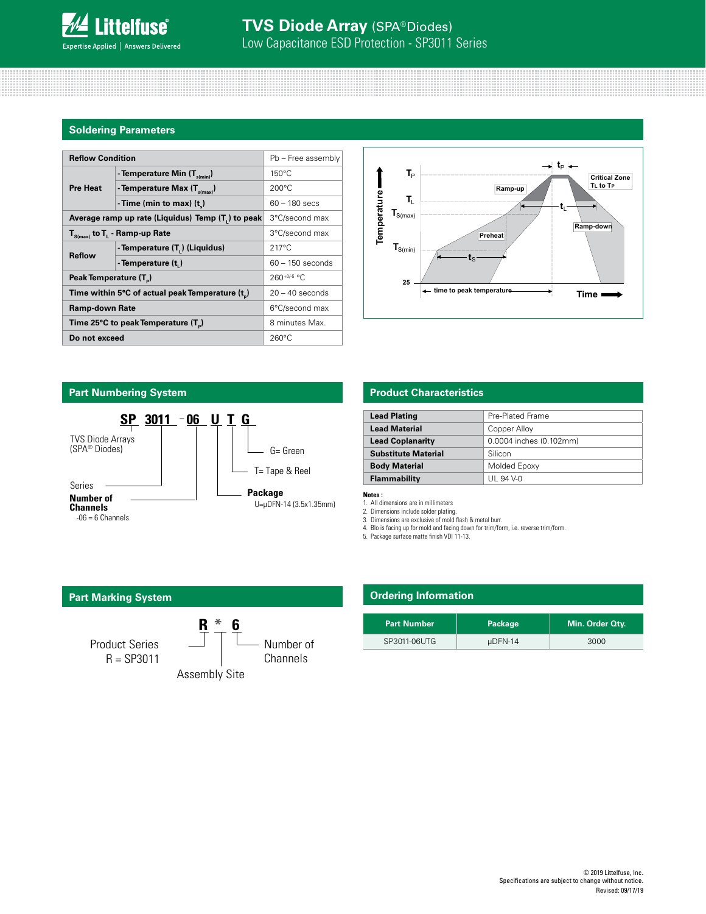## Soldering Parameters

| Reflow Condition | | Pb – Free assembly |
|---|---|---|
| Pre Heat | - Temperature Min ($T_{s(min)}$) | 150°C |
| | - Temperature Max ($T_{s(max)}$) | 200°C |
| | - Time (min to max) ($t_s$) | 60 – 180 secs |
| Average ramp up rate (Liquidus) Temp ($T_L$) to peak | | 3°C/second max |
| $T_{S(max)}$ to $T_L$ - Ramp-up Rate | | 3°C/second max |
| Reflow | - Temperature ($T_L$) (Liquidus) | 217°C |
| | - Temperature ($t_L$) | 60 – 150 seconds |
| Peak Temperature ($T_P$) | | $260^{+0/-5}$ °C |
| Time within 5°C of actual peak Temperature ($t_p$) | | 20 – 40 seconds |
| Ramp-down Rate | | 6°C/second max |
| Time 25°C to peak Temperature ($T_P$) | | 8 minutes Max. |
| Do not exceed | | 260°C |

## Part Numbering System

**SP 3011 - 06 U T G**

- SP: TVS Diode Arrays (SPA® Diodes)
- 3011: Series
- 06: **Number of Channels** — -06 = 6 Channels
- U: **Package** — U=μDFN-14 (3.5x1.35mm)
- T: T= Tape & Reel
- G: G= Green

## Product Characteristics

| Lead Plating | Pre-Plated Frame |
|---|---|
| Lead Material | Copper Alloy |
| Lead Coplanarity | 0.0004 inches (0.102mm) |
| Substitute Material | Silicon |
| Body Material | Molded Epoxy |
| Flammability | UL 94 V-0 |

**Notes :**

1. All dimensions are in millimeters
2. Dimensions include solder plating.
3. Dimensions are exclusive of mold flash & metal burr.
4. Blo is facing up for mold and facing down for trim/form, i.e. reverse trim/form.
5. Package surface matte finish VDI 11-13.

## Part Marking System

**R * 6**

- R: Product Series, R = SP3011
- *: Assembly Site
- 6: Number of Channels

## Ordering Information

| Part Number | Package | Min. Order Qty. |
|---|---|---|
| SP3011-06UTG | μDFN-14 | 3000 |

© 2019 Littelfuse, Inc.
Specifications are subject to change without notice.
Revised: 09/17/19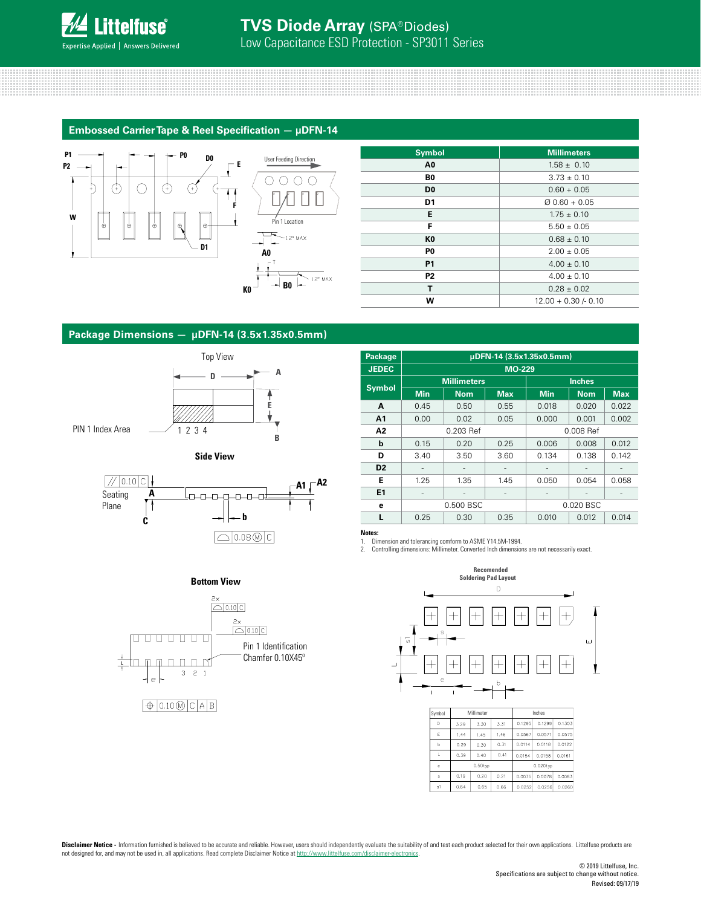## Embossed Carrier Tape & Reel Specification — μDFN-14

P1
P2
P0
D0
E
F
W
D1

User Feeding Direction

Pin 1 Location

A0
T
12° MAX
K0
B0
12° MAX

| Symbol | Millimeters |
|---|---|
| A0 | 1.58 ± 0.10 |
| B0 | 3.73 ± 0.10 |
| D0 | 0.60 + 0.05 |
| D1 | Ø 0.60 + 0.05 |
| E | 1.75 ± 0.10 |
| F | 5.50 ± 0.05 |
| K0 | 0.68 ± 0.10 |
| P0 | 2.00 ± 0.05 |
| P1 | 4.00 ± 0.10 |
| P2 | 4.00 ± 0.10 |
| T | 0.28 ± 0.02 |
| W | 12.00 + 0.30 /- 0.10 |

## Package Dimensions — μDFN-14 (3.5x1.35x0.5mm)

Top View

D
A
E
B
PIN 1 Index Area
1 2 3 4

Side View

0.10 C
Seating Plane
A
C
A1
A2
b
0.08 M C

| Package | μDFN-14 (3.5x1.35x0.5mm) | | | | | |
|---|---|---|---|---|---|---|
| JEDEC | MO-229 | | | | | |
| Symbol | Millimeters | | | Inches | | |
| | Min | Nom | Max | Min | Nom | Max |
| A | 0.45 | 0.50 | 0.55 | 0.018 | 0.020 | 0.022 |
| A1 | 0.00 | 0.02 | 0.05 | 0.000 | 0.001 | 0.002 |
| A2 | 0.203 Ref | | | 0.008 Ref | | |
| b | 0.15 | 0.20 | 0.25 | 0.006 | 0.008 | 0.012 |
| D | 3.40 | 3.50 | 3.60 | 0.134 | 0.138 | 0.142 |
| D2 | - | - | - | - | - | - |
| E | 1.25 | 1.35 | 1.45 | 0.050 | 0.054 | 0.058 |
| E1 | - | - | - | - | - | - |
| e | 0.500 BSC | | | 0.020 BSC | | |
| L | 0.25 | 0.30 | 0.35 | 0.010 | 0.012 | 0.014 |

**Notes:**

1. Dimension and tolerancing conform to ASME Y14.5M-1994.
2. Controlling dimensions: Millimeter. Converted Inch dimensions are not necessarily exact.

Bottom View

2x
0.10 C
2x
0.10 C
Pin 1 Identification
Chamfer 0.10X45°
L
e
3 2 1
0.10 M C A B

Recomended Soldering Pad Layout

D
E
s
s1
L
e
b

| Symbol | Millimeter | | | Inches | | |
|---|---|---|---|---|---|---|
| D | 3.29 | 3.30 | 3.31 | 0.1295 | 0.1299 | 0.1303 |
| E | 1.44 | 1.45 | 1.46 | 0.0567 | 0.0571 | 0.0575 |
| b | 0.29 | 0.30 | 0.31 | 0.0114 | 0.0118 | 0.0122 |
| L | 0.39 | 0.40 | 0.41 | 0.0154 | 0.0158 | 0.0161 |
| e | 0.50typ | | | 0.0201typ | | |
| s | 0.19 | 0.20 | 0.21 | 0.0075 | 0.0078 | 0.0083 |
| s1 | 0.64 | 0.65 | 0.66 | 0.0252 | 0.0256 | 0.0260 |

**Disclaimer Notice -** Information furnished is believed to be accurate and reliable. However, users should independently evaluate the suitability of and test each product selected for their own applications. Littelfuse products are not designed for, and may not be used in, all applications. Read complete Disclaimer Notice at http://www.littelfuse.com/disclaimer-electronics.

© 2019 Littelfuse, Inc.
Specifications are subject to change without notice.
Revised: 09/17/19